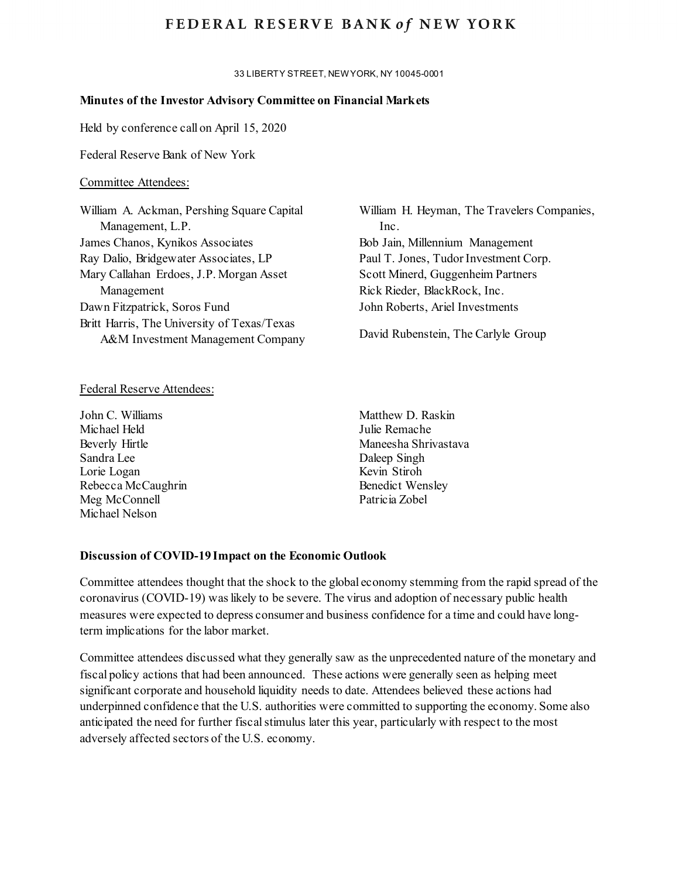# FEDERAL RESERVE BANK *of* NEW YORK

33 LIBERTY STREET, NEW YORK, NY 10045-0001

**Minutes of the Investor Advisory Committee on Financial Markets**

Held by conference call on April 15, 2020

Federal Reserve Bank of New York

Committee Attendees:

William A. Ackman, Pershing Square Capital Management, L.P.
James Chanos, Kynikos Associates
Ray Dalio, Bridgewater Associates, LP
Mary Callahan Erdoes, J.P. Morgan Asset Management
Dawn Fitzpatrick, Soros Fund
Britt Harris, The University of Texas/Texas A&M Investment Management Company
William H. Heyman, The Travelers Companies, Inc.
Bob Jain, Millennium Management
Paul T. Jones, Tudor Investment Corp.
Scott Minerd, Guggenheim Partners
Rick Rieder, BlackRock, Inc.
John Roberts, Ariel Investments
David Rubenstein, The Carlyle Group

Federal Reserve Attendees:

John C. Williams
Michael Held
Beverly Hirtle
Sandra Lee
Lorie Logan
Rebecca McCaughrin
Meg McConnell
Michael Nelson
Matthew D. Raskin
Julie Remache
Maneesha Shrivastava
Daleep Singh
Kevin Stiroh
Benedict Wensley
Patricia Zobel

**Discussion of COVID-19 Impact on the Economic Outlook**

Committee attendees thought that the shock to the global economy stemming from the rapid spread of the coronavirus (COVID-19) was likely to be severe. The virus and adoption of necessary public health measures were expected to depress consumer and business confidence for a time and could have long-term implications for the labor market.

Committee attendees discussed what they generally saw as the unprecedented nature of the monetary and fiscal policy actions that had been announced. These actions were generally seen as helping meet significant corporate and household liquidity needs to date. Attendees believed these actions had underpinned confidence that the U.S. authorities were committed to supporting the economy. Some also anticipated the need for further fiscal stimulus later this year, particularly with respect to the most adversely affected sectors of the U.S. economy.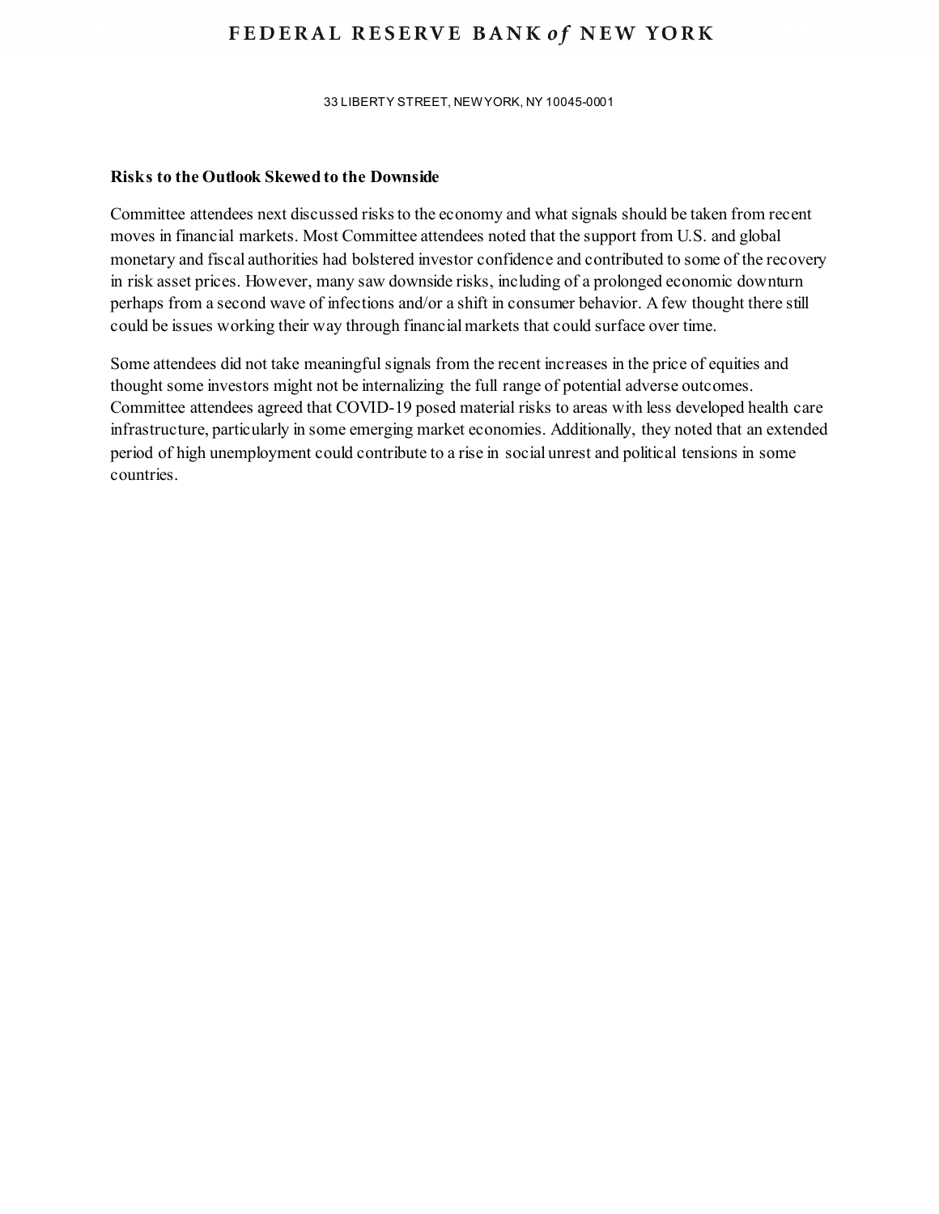**Risks to the Outlook Skewed to the Downside**

Committee attendees next discussed risks to the economy and what signals should be taken from recent moves in financial markets. Most Committee attendees noted that the support from U.S. and global monetary and fiscal authorities had bolstered investor confidence and contributed to some of the recovery in risk asset prices. However, many saw downside risks, including of a prolonged economic downturn perhaps from a second wave of infections and/or a shift in consumer behavior. A few thought there still could be issues working their way through financial markets that could surface over time.

Some attendees did not take meaningful signals from the recent increases in the price of equities and thought some investors might not be internalizing the full range of potential adverse outcomes. Committee attendees agreed that COVID-19 posed material risks to areas with less developed health care infrastructure, particularly in some emerging market economies. Additionally, they noted that an extended period of high unemployment could contribute to a rise in social unrest and political tensions in some countries.